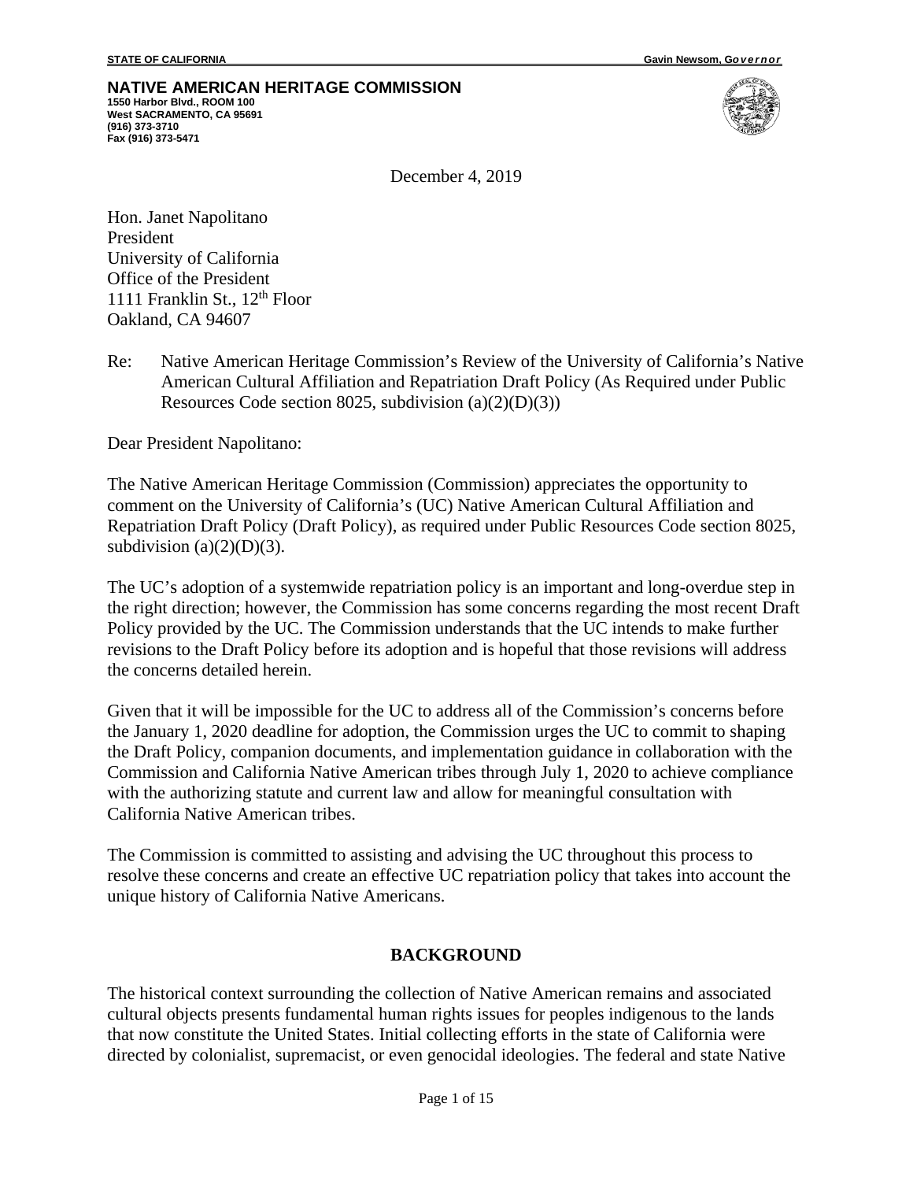**STATE OF CALIFORNIA** **Gavin Newsom, Governor**

**NATIVE AMERICAN HERITAGE COMMISSION**
**1550 Harbor Blvd., ROOM 100**
**West SACRAMENTO, CA 95691**
**(916) 373-3710**
**Fax (916) 373-5471**

December 4, 2019

Hon. Janet Napolitano
President
University of California
Office of the President
1111 Franklin St., 12th Floor
Oakland, CA 94607

Re: Native American Heritage Commission's Review of the University of California's Native American Cultural Affiliation and Repatriation Draft Policy (As Required under Public Resources Code section 8025, subdivision (a)(2)(D)(3))

Dear President Napolitano:

The Native American Heritage Commission (Commission) appreciates the opportunity to comment on the University of California's (UC) Native American Cultural Affiliation and Repatriation Draft Policy (Draft Policy), as required under Public Resources Code section 8025, subdivision (a)(2)(D)(3).

The UC's adoption of a systemwide repatriation policy is an important and long-overdue step in the right direction; however, the Commission has some concerns regarding the most recent Draft Policy provided by the UC. The Commission understands that the UC intends to make further revisions to the Draft Policy before its adoption and is hopeful that those revisions will address the concerns detailed herein.

Given that it will be impossible for the UC to address all of the Commission's concerns before the January 1, 2020 deadline for adoption, the Commission urges the UC to commit to shaping the Draft Policy, companion documents, and implementation guidance in collaboration with the Commission and California Native American tribes through July 1, 2020 to achieve compliance with the authorizing statute and current law and allow for meaningful consultation with California Native American tribes.

The Commission is committed to assisting and advising the UC throughout this process to resolve these concerns and create an effective UC repatriation policy that takes into account the unique history of California Native Americans.

## BACKGROUND

The historical context surrounding the collection of Native American remains and associated cultural objects presents fundamental human rights issues for peoples indigenous to the lands that now constitute the United States. Initial collecting efforts in the state of California were directed by colonialist, supremacist, or even genocidal ideologies. The federal and state Native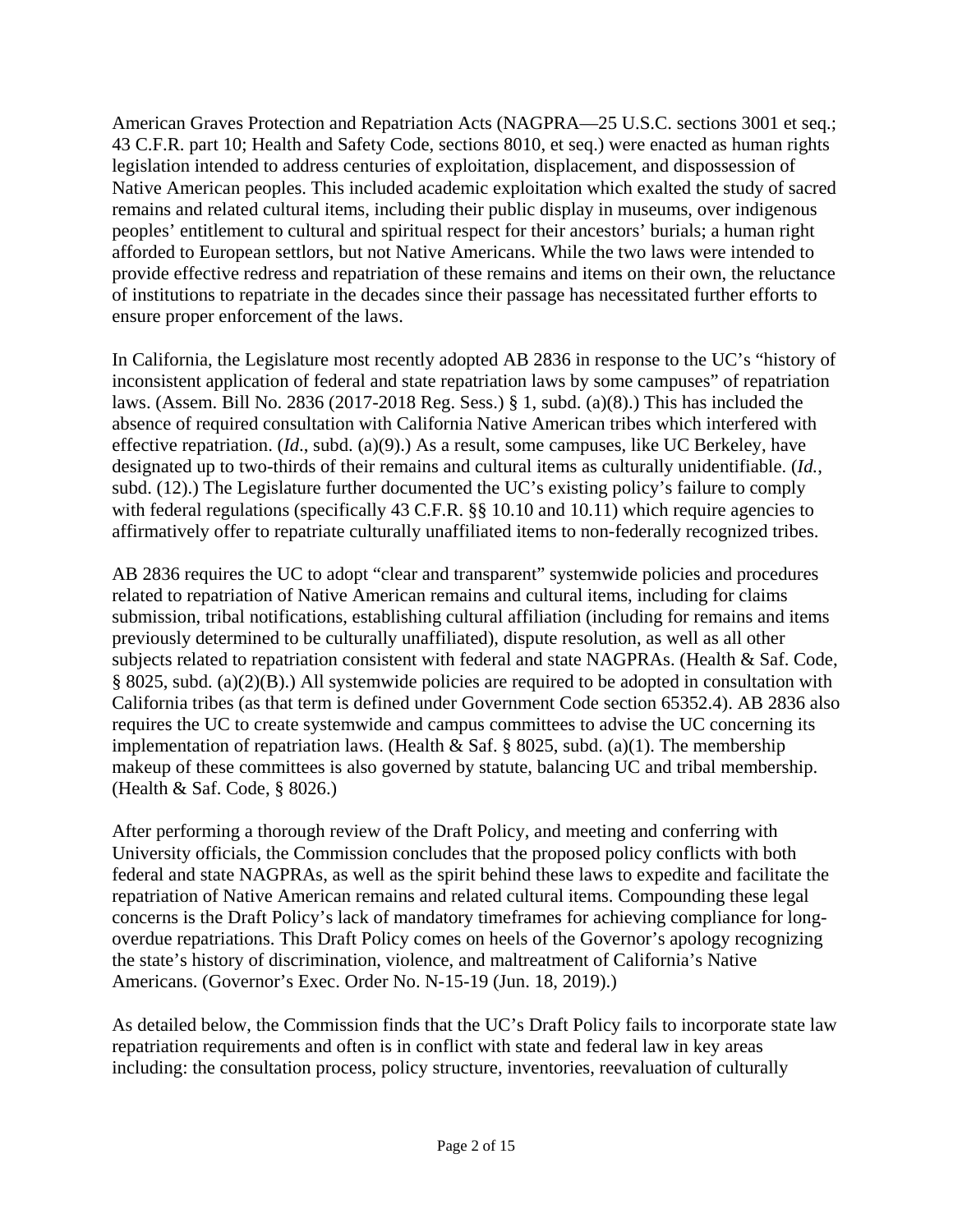American Graves Protection and Repatriation Acts (NAGPRA—25 U.S.C. sections 3001 et seq.; 43 C.F.R. part 10; Health and Safety Code, sections 8010, et seq.) were enacted as human rights legislation intended to address centuries of exploitation, displacement, and dispossession of Native American peoples. This included academic exploitation which exalted the study of sacred remains and related cultural items, including their public display in museums, over indigenous peoples' entitlement to cultural and spiritual respect for their ancestors' burials; a human right afforded to European settlors, but not Native Americans. While the two laws were intended to provide effective redress and repatriation of these remains and items on their own, the reluctance of institutions to repatriate in the decades since their passage has necessitated further efforts to ensure proper enforcement of the laws.

In California, the Legislature most recently adopted AB 2836 in response to the UC's "history of inconsistent application of federal and state repatriation laws by some campuses" of repatriation laws. (Assem. Bill No. 2836 (2017-2018 Reg. Sess.) § 1, subd. (a)(8).) This has included the absence of required consultation with California Native American tribes which interfered with effective repatriation. (*Id*., subd. (a)(9).) As a result, some campuses, like UC Berkeley, have designated up to two-thirds of their remains and cultural items as culturally unidentifiable. (*Id.*, subd. (12).) The Legislature further documented the UC's existing policy's failure to comply with federal regulations (specifically 43 C.F.R. §§ 10.10 and 10.11) which require agencies to affirmatively offer to repatriate culturally unaffiliated items to non-federally recognized tribes.

AB 2836 requires the UC to adopt "clear and transparent" systemwide policies and procedures related to repatriation of Native American remains and cultural items, including for claims submission, tribal notifications, establishing cultural affiliation (including for remains and items previously determined to be culturally unaffiliated), dispute resolution, as well as all other subjects related to repatriation consistent with federal and state NAGPRAs. (Health & Saf. Code, § 8025, subd. (a)(2)(B).) All systemwide policies are required to be adopted in consultation with California tribes (as that term is defined under Government Code section 65352.4). AB 2836 also requires the UC to create systemwide and campus committees to advise the UC concerning its implementation of repatriation laws. (Health & Saf. § 8025, subd. (a)(1). The membership makeup of these committees is also governed by statute, balancing UC and tribal membership. (Health & Saf. Code, § 8026.)

After performing a thorough review of the Draft Policy, and meeting and conferring with University officials, the Commission concludes that the proposed policy conflicts with both federal and state NAGPRAs, as well as the spirit behind these laws to expedite and facilitate the repatriation of Native American remains and related cultural items. Compounding these legal concerns is the Draft Policy's lack of mandatory timeframes for achieving compliance for long-overdue repatriations. This Draft Policy comes on heels of the Governor's apology recognizing the state's history of discrimination, violence, and maltreatment of California's Native Americans. (Governor's Exec. Order No. N-15-19 (Jun. 18, 2019).)

As detailed below, the Commission finds that the UC's Draft Policy fails to incorporate state law repatriation requirements and often is in conflict with state and federal law in key areas including: the consultation process, policy structure, inventories, reevaluation of culturally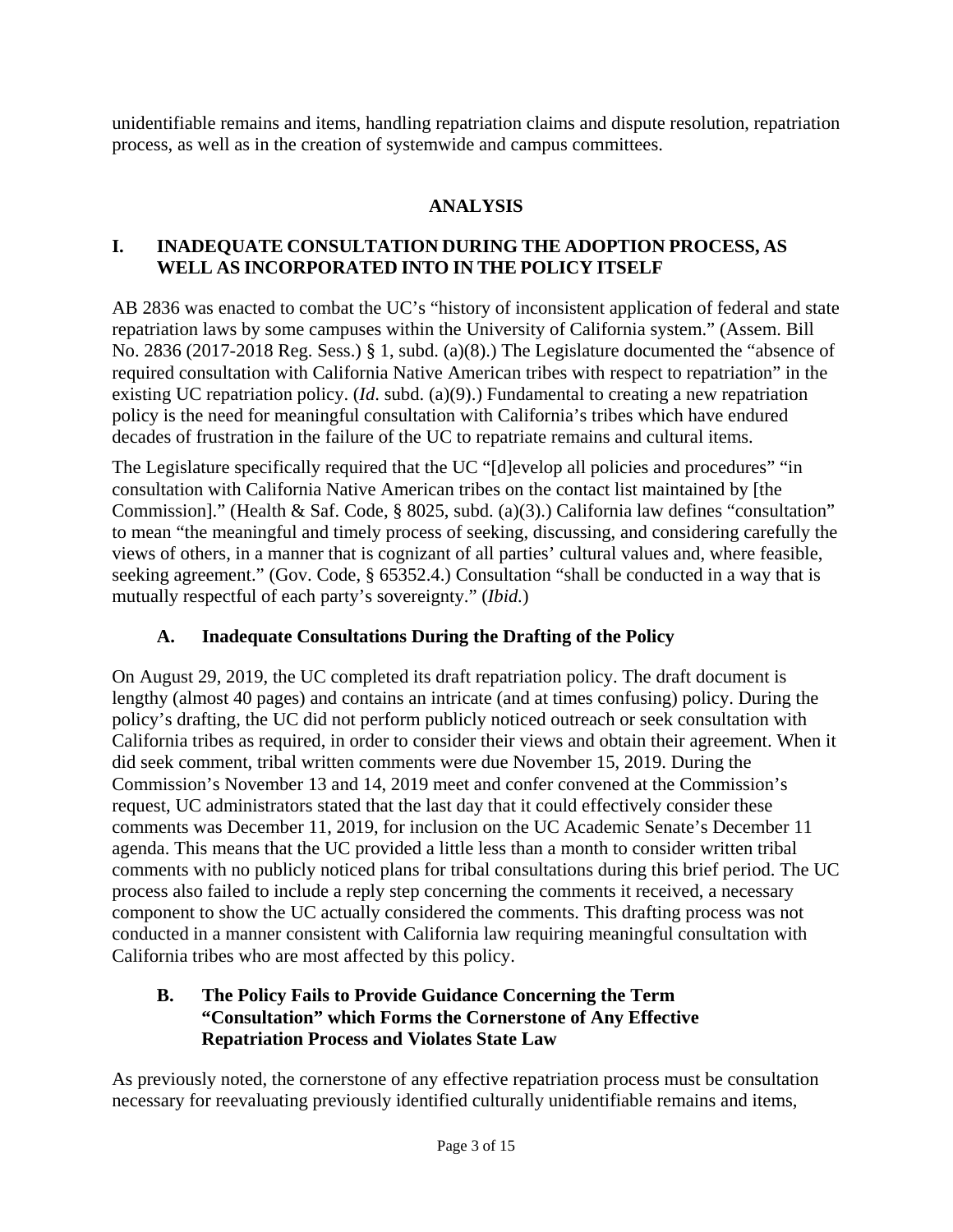unidentifiable remains and items, handling repatriation claims and dispute resolution, repatriation process, as well as in the creation of systemwide and campus committees.

## ANALYSIS

### I. INADEQUATE CONSULTATION DURING THE ADOPTION PROCESS, AS WELL AS INCORPORATED INTO IN THE POLICY ITSELF

AB 2836 was enacted to combat the UC's "history of inconsistent application of federal and state repatriation laws by some campuses within the University of California system." (Assem. Bill No. 2836 (2017-2018 Reg. Sess.) § 1, subd. (a)(8).) The Legislature documented the "absence of required consultation with California Native American tribes with respect to repatriation" in the existing UC repatriation policy. (*Id*. subd. (a)(9).) Fundamental to creating a new repatriation policy is the need for meaningful consultation with California's tribes which have endured decades of frustration in the failure of the UC to repatriate remains and cultural items.

The Legislature specifically required that the UC "[d]evelop all policies and procedures" "in consultation with California Native American tribes on the contact list maintained by [the Commission]." (Health & Saf. Code, § 8025, subd. (a)(3).) California law defines "consultation" to mean "the meaningful and timely process of seeking, discussing, and considering carefully the views of others, in a manner that is cognizant of all parties' cultural values and, where feasible, seeking agreement." (Gov. Code, § 65352.4.) Consultation "shall be conducted in a way that is mutually respectful of each party's sovereignty." (*Ibid.*)

#### A. Inadequate Consultations During the Drafting of the Policy

On August 29, 2019, the UC completed its draft repatriation policy. The draft document is lengthy (almost 40 pages) and contains an intricate (and at times confusing) policy. During the policy's drafting, the UC did not perform publicly noticed outreach or seek consultation with California tribes as required, in order to consider their views and obtain their agreement. When it did seek comment, tribal written comments were due November 15, 2019. During the Commission's November 13 and 14, 2019 meet and confer convened at the Commission's request, UC administrators stated that the last day that it could effectively consider these comments was December 11, 2019, for inclusion on the UC Academic Senate's December 11 agenda. This means that the UC provided a little less than a month to consider written tribal comments with no publicly noticed plans for tribal consultations during this brief period. The UC process also failed to include a reply step concerning the comments it received, a necessary component to show the UC actually considered the comments. This drafting process was not conducted in a manner consistent with California law requiring meaningful consultation with California tribes who are most affected by this policy.

#### B. The Policy Fails to Provide Guidance Concerning the Term "Consultation" which Forms the Cornerstone of Any Effective Repatriation Process and Violates State Law

As previously noted, the cornerstone of any effective repatriation process must be consultation necessary for reevaluating previously identified culturally unidentifiable remains and items,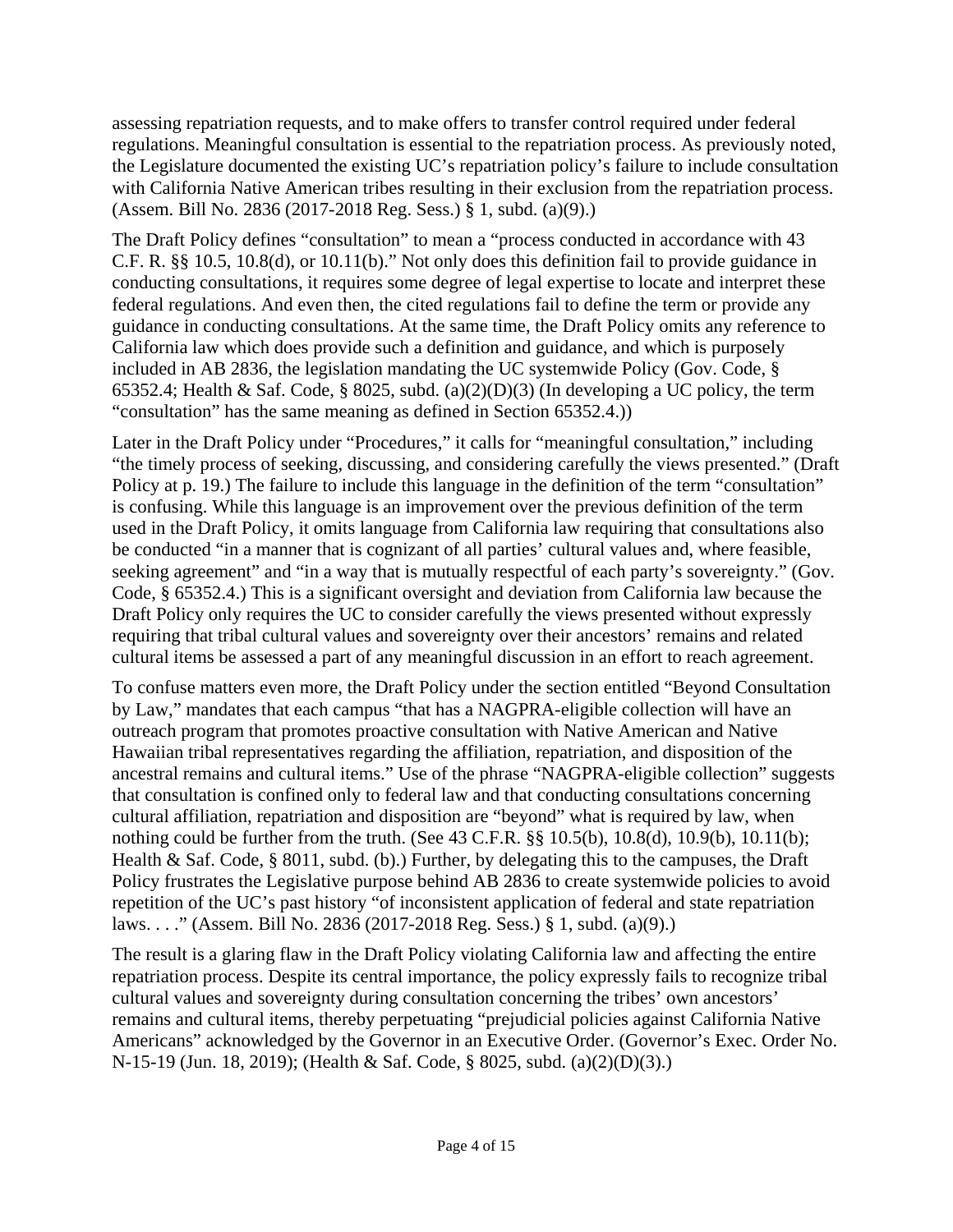assessing repatriation requests, and to make offers to transfer control required under federal regulations. Meaningful consultation is essential to the repatriation process. As previously noted, the Legislature documented the existing UC's repatriation policy's failure to include consultation with California Native American tribes resulting in their exclusion from the repatriation process. (Assem. Bill No. 2836 (2017-2018 Reg. Sess.) § 1, subd. (a)(9).)

The Draft Policy defines "consultation" to mean a "process conducted in accordance with 43 C.F. R. §§ 10.5, 10.8(d), or 10.11(b)." Not only does this definition fail to provide guidance in conducting consultations, it requires some degree of legal expertise to locate and interpret these federal regulations. And even then, the cited regulations fail to define the term or provide any guidance in conducting consultations. At the same time, the Draft Policy omits any reference to California law which does provide such a definition and guidance, and which is purposely included in AB 2836, the legislation mandating the UC systemwide Policy (Gov. Code, § 65352.4; Health & Saf. Code, § 8025, subd. (a)(2)(D)(3) (In developing a UC policy, the term "consultation" has the same meaning as defined in Section 65352.4.))

Later in the Draft Policy under "Procedures," it calls for "meaningful consultation," including "the timely process of seeking, discussing, and considering carefully the views presented." (Draft Policy at p. 19.) The failure to include this language in the definition of the term "consultation" is confusing. While this language is an improvement over the previous definition of the term used in the Draft Policy, it omits language from California law requiring that consultations also be conducted "in a manner that is cognizant of all parties' cultural values and, where feasible, seeking agreement" and "in a way that is mutually respectful of each party's sovereignty." (Gov. Code, § 65352.4.) This is a significant oversight and deviation from California law because the Draft Policy only requires the UC to consider carefully the views presented without expressly requiring that tribal cultural values and sovereignty over their ancestors' remains and related cultural items be assessed a part of any meaningful discussion in an effort to reach agreement.

To confuse matters even more, the Draft Policy under the section entitled "Beyond Consultation by Law," mandates that each campus "that has a NAGPRA-eligible collection will have an outreach program that promotes proactive consultation with Native American and Native Hawaiian tribal representatives regarding the affiliation, repatriation, and disposition of the ancestral remains and cultural items." Use of the phrase "NAGPRA-eligible collection" suggests that consultation is confined only to federal law and that conducting consultations concerning cultural affiliation, repatriation and disposition are "beyond" what is required by law, when nothing could be further from the truth. (See 43 C.F.R. §§ 10.5(b), 10.8(d), 10.9(b), 10.11(b); Health & Saf. Code, § 8011, subd. (b).) Further, by delegating this to the campuses, the Draft Policy frustrates the Legislative purpose behind AB 2836 to create systemwide policies to avoid repetition of the UC's past history "of inconsistent application of federal and state repatriation laws. . . ." (Assem. Bill No. 2836 (2017-2018 Reg. Sess.) § 1, subd. (a)(9).)

The result is a glaring flaw in the Draft Policy violating California law and affecting the entire repatriation process. Despite its central importance, the policy expressly fails to recognize tribal cultural values and sovereignty during consultation concerning the tribes' own ancestors' remains and cultural items, thereby perpetuating "prejudicial policies against California Native Americans" acknowledged by the Governor in an Executive Order. (Governor's Exec. Order No. N-15-19 (Jun. 18, 2019); (Health & Saf. Code, § 8025, subd. (a)(2)(D)(3).)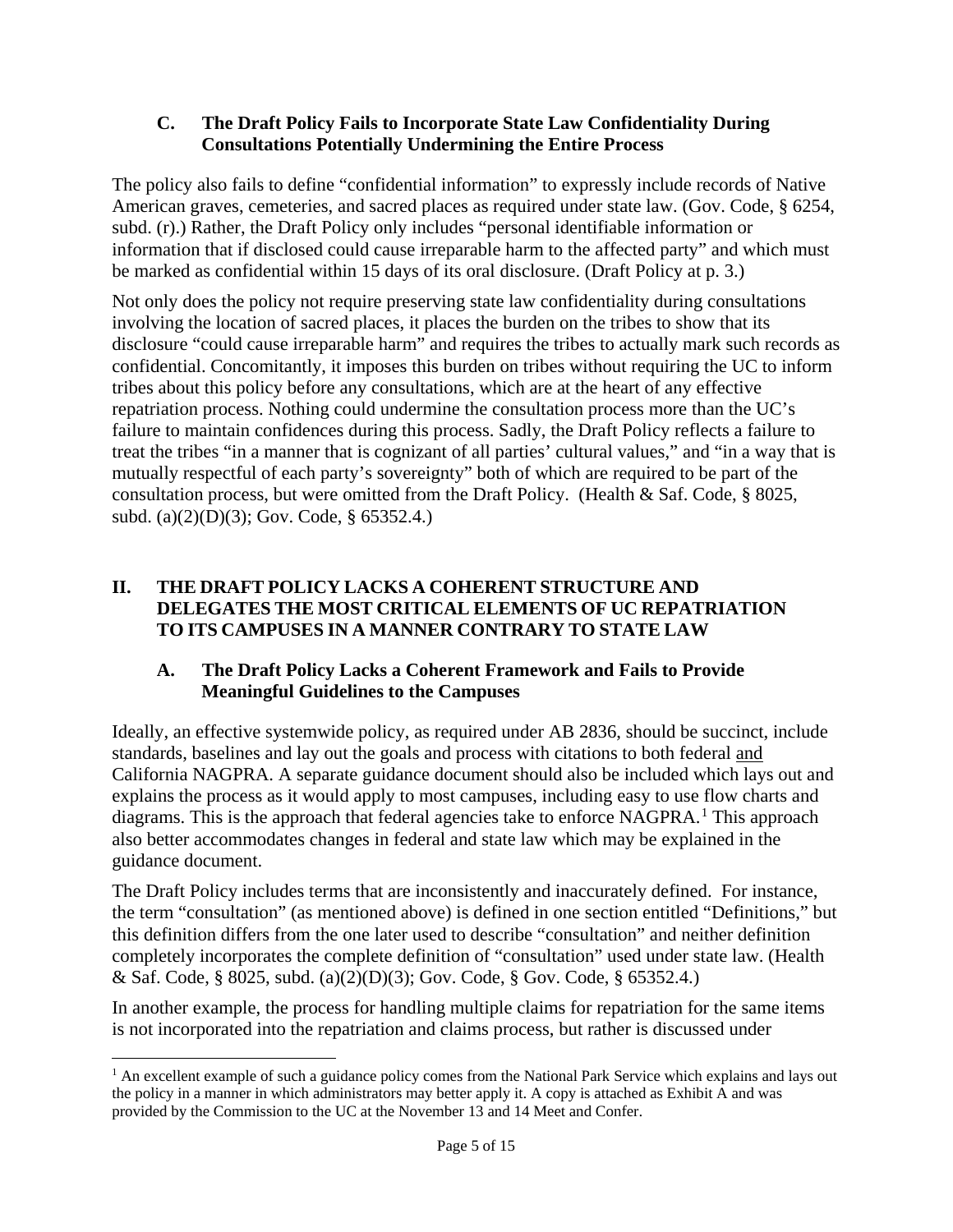### C. The Draft Policy Fails to Incorporate State Law Confidentiality During Consultations Potentially Undermining the Entire Process

The policy also fails to define "confidential information" to expressly include records of Native American graves, cemeteries, and sacred places as required under state law. (Gov. Code, § 6254, subd. (r).) Rather, the Draft Policy only includes "personal identifiable information or information that if disclosed could cause irreparable harm to the affected party" and which must be marked as confidential within 15 days of its oral disclosure. (Draft Policy at p. 3.)

Not only does the policy not require preserving state law confidentiality during consultations involving the location of sacred places, it places the burden on the tribes to show that its disclosure "could cause irreparable harm" and requires the tribes to actually mark such records as confidential. Concomitantly, it imposes this burden on tribes without requiring the UC to inform tribes about this policy before any consultations, which are at the heart of any effective repatriation process. Nothing could undermine the consultation process more than the UC's failure to maintain confidences during this process. Sadly, the Draft Policy reflects a failure to treat the tribes "in a manner that is cognizant of all parties' cultural values," and "in a way that is mutually respectful of each party's sovereignty" both of which are required to be part of the consultation process, but were omitted from the Draft Policy. (Health & Saf. Code, § 8025, subd. (a)(2)(D)(3); Gov. Code, § 65352.4.)

## II. THE DRAFT POLICY LACKS A COHERENT STRUCTURE AND DELEGATES THE MOST CRITICAL ELEMENTS OF UC REPATRIATION TO ITS CAMPUSES IN A MANNER CONTRARY TO STATE LAW

### A. The Draft Policy Lacks a Coherent Framework and Fails to Provide Meaningful Guidelines to the Campuses

Ideally, an effective systemwide policy, as required under AB 2836, should be succinct, include standards, baselines and lay out the goals and process with citations to both federal <u>and</u> California NAGPRA. A separate guidance document should also be included which lays out and explains the process as it would apply to most campuses, including easy to use flow charts and diagrams. This is the approach that federal agencies take to enforce NAGPRA.[1] This approach also better accommodates changes in federal and state law which may be explained in the guidance document.

The Draft Policy includes terms that are inconsistently and inaccurately defined. For instance, the term "consultation" (as mentioned above) is defined in one section entitled "Definitions," but this definition differs from the one later used to describe "consultation" and neither definition completely incorporates the complete definition of "consultation" used under state law. (Health & Saf. Code, § 8025, subd. (a)(2)(D)(3); Gov. Code, § Gov. Code, § 65352.4.)

In another example, the process for handling multiple claims for repatriation for the same items is not incorporated into the repatriation and claims process, but rather is discussed under

---

[1] An excellent example of such a guidance policy comes from the National Park Service which explains and lays out the policy in a manner in which administrators may better apply it. A copy is attached as Exhibit A and was provided by the Commission to the UC at the November 13 and 14 Meet and Confer.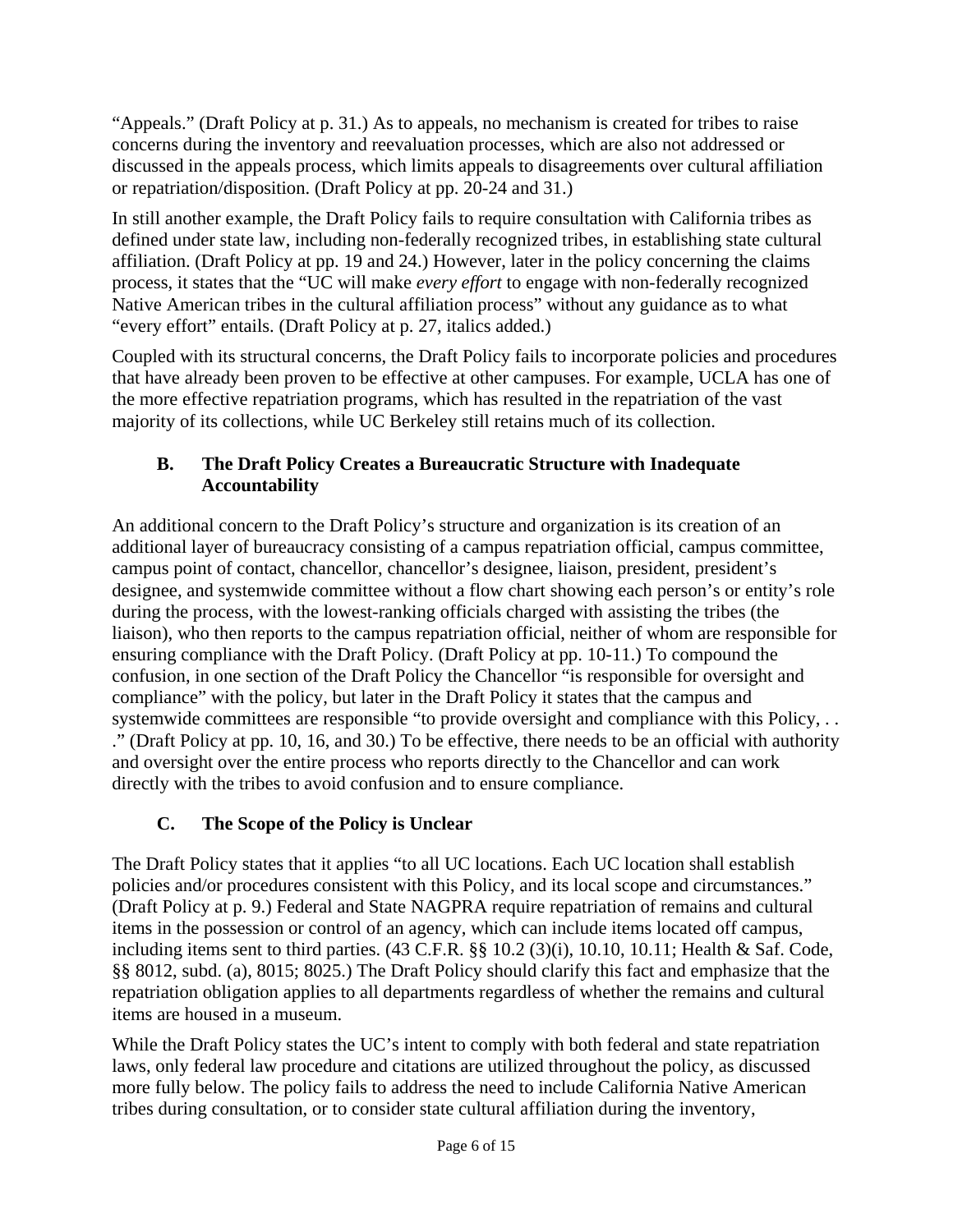"Appeals." (Draft Policy at p. 31.) As to appeals, no mechanism is created for tribes to raise concerns during the inventory and reevaluation processes, which are also not addressed or discussed in the appeals process, which limits appeals to disagreements over cultural affiliation or repatriation/disposition. (Draft Policy at pp. 20-24 and 31.)

In still another example, the Draft Policy fails to require consultation with California tribes as defined under state law, including non-federally recognized tribes, in establishing state cultural affiliation. (Draft Policy at pp. 19 and 24.) However, later in the policy concerning the claims process, it states that the "UC will make *every effort* to engage with non-federally recognized Native American tribes in the cultural affiliation process" without any guidance as to what "every effort" entails. (Draft Policy at p. 27, italics added.)

Coupled with its structural concerns, the Draft Policy fails to incorporate policies and procedures that have already been proven to be effective at other campuses. For example, UCLA has one of the more effective repatriation programs, which has resulted in the repatriation of the vast majority of its collections, while UC Berkeley still retains much of its collection.

### B. The Draft Policy Creates a Bureaucratic Structure with Inadequate Accountability

An additional concern to the Draft Policy's structure and organization is its creation of an additional layer of bureaucracy consisting of a campus repatriation official, campus committee, campus point of contact, chancellor, chancellor's designee, liaison, president, president's designee, and systemwide committee without a flow chart showing each person's or entity's role during the process, with the lowest-ranking officials charged with assisting the tribes (the liaison), who then reports to the campus repatriation official, neither of whom are responsible for ensuring compliance with the Draft Policy. (Draft Policy at pp. 10-11.) To compound the confusion, in one section of the Draft Policy the Chancellor "is responsible for oversight and compliance" with the policy, but later in the Draft Policy it states that the campus and systemwide committees are responsible "to provide oversight and compliance with this Policy, . . ." (Draft Policy at pp. 10, 16, and 30.) To be effective, there needs to be an official with authority and oversight over the entire process who reports directly to the Chancellor and can work directly with the tribes to avoid confusion and to ensure compliance.

### C. The Scope of the Policy is Unclear

The Draft Policy states that it applies "to all UC locations. Each UC location shall establish policies and/or procedures consistent with this Policy, and its local scope and circumstances." (Draft Policy at p. 9.) Federal and State NAGPRA require repatriation of remains and cultural items in the possession or control of an agency, which can include items located off campus, including items sent to third parties. (43 C.F.R. §§ 10.2 (3)(i), 10.10, 10.11; Health & Saf. Code, §§ 8012, subd. (a), 8015; 8025.) The Draft Policy should clarify this fact and emphasize that the repatriation obligation applies to all departments regardless of whether the remains and cultural items are housed in a museum.

While the Draft Policy states the UC's intent to comply with both federal and state repatriation laws, only federal law procedure and citations are utilized throughout the policy, as discussed more fully below. The policy fails to address the need to include California Native American tribes during consultation, or to consider state cultural affiliation during the inventory,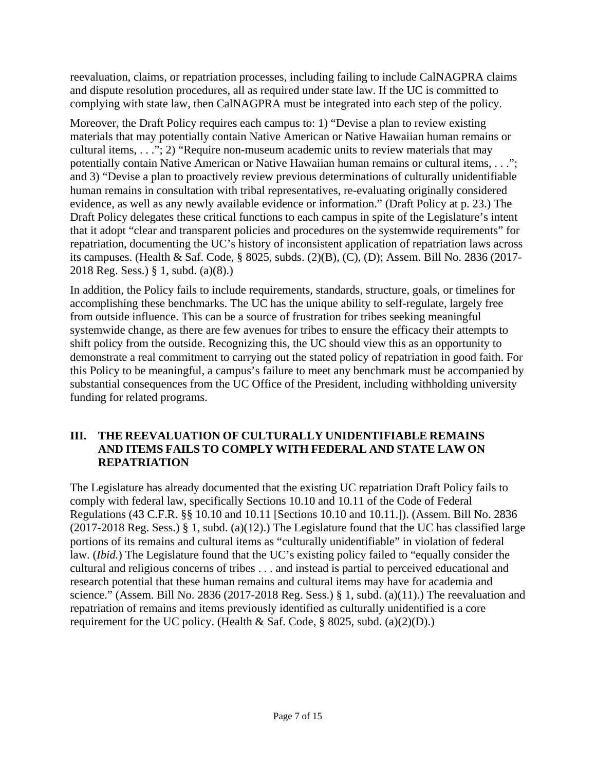reevaluation, claims, or repatriation processes, including failing to include CalNAGPRA claims and dispute resolution procedures, all as required under state law. If the UC is committed to complying with state law, then CalNAGPRA must be integrated into each step of the policy.

Moreover, the Draft Policy requires each campus to: 1) "Devise a plan to review existing materials that may potentially contain Native American or Native Hawaiian human remains or cultural items, . . ."; 2) "Require non-museum academic units to review materials that may potentially contain Native American or Native Hawaiian human remains or cultural items, . . ."; and 3) "Devise a plan to proactively review previous determinations of culturally unidentifiable human remains in consultation with tribal representatives, re-evaluating originally considered evidence, as well as any newly available evidence or information." (Draft Policy at p. 23.) The Draft Policy delegates these critical functions to each campus in spite of the Legislature's intent that it adopt "clear and transparent policies and procedures on the systemwide requirements" for repatriation, documenting the UC's history of inconsistent application of repatriation laws across its campuses. (Health & Saf. Code, § 8025, subds. (2)(B), (C), (D); Assem. Bill No. 2836 (2017-2018 Reg. Sess.) § 1, subd. (a)(8).)

In addition, the Policy fails to include requirements, standards, structure, goals, or timelines for accomplishing these benchmarks. The UC has the unique ability to self-regulate, largely free from outside influence. This can be a source of frustration for tribes seeking meaningful systemwide change, as there are few avenues for tribes to ensure the efficacy their attempts to shift policy from the outside. Recognizing this, the UC should view this as an opportunity to demonstrate a real commitment to carrying out the stated policy of repatriation in good faith. For this Policy to be meaningful, a campus's failure to meet any benchmark must be accompanied by substantial consequences from the UC Office of the President, including withholding university funding for related programs.

## III. THE REEVALUATION OF CULTURALLY UNIDENTIFIABLE REMAINS AND ITEMS FAILS TO COMPLY WITH FEDERAL AND STATE LAW ON REPATRIATION

The Legislature has already documented that the existing UC repatriation Draft Policy fails to comply with federal law, specifically Sections 10.10 and 10.11 of the Code of Federal Regulations (43 C.F.R. §§ 10.10 and 10.11 [Sections 10.10 and 10.11.]). (Assem. Bill No. 2836 (2017-2018 Reg. Sess.) § 1, subd. (a)(12).) The Legislature found that the UC has classified large portions of its remains and cultural items as "culturally unidentifiable" in violation of federal law. (*Ibid.*) The Legislature found that the UC's existing policy failed to "equally consider the cultural and religious concerns of tribes . . . and instead is partial to perceived educational and research potential that these human remains and cultural items may have for academia and science." (Assem. Bill No. 2836 (2017-2018 Reg. Sess.) § 1, subd. (a)(11).) The reevaluation and repatriation of remains and items previously identified as culturally unidentified is a core requirement for the UC policy. (Health & Saf. Code, § 8025, subd. (a)(2)(D).)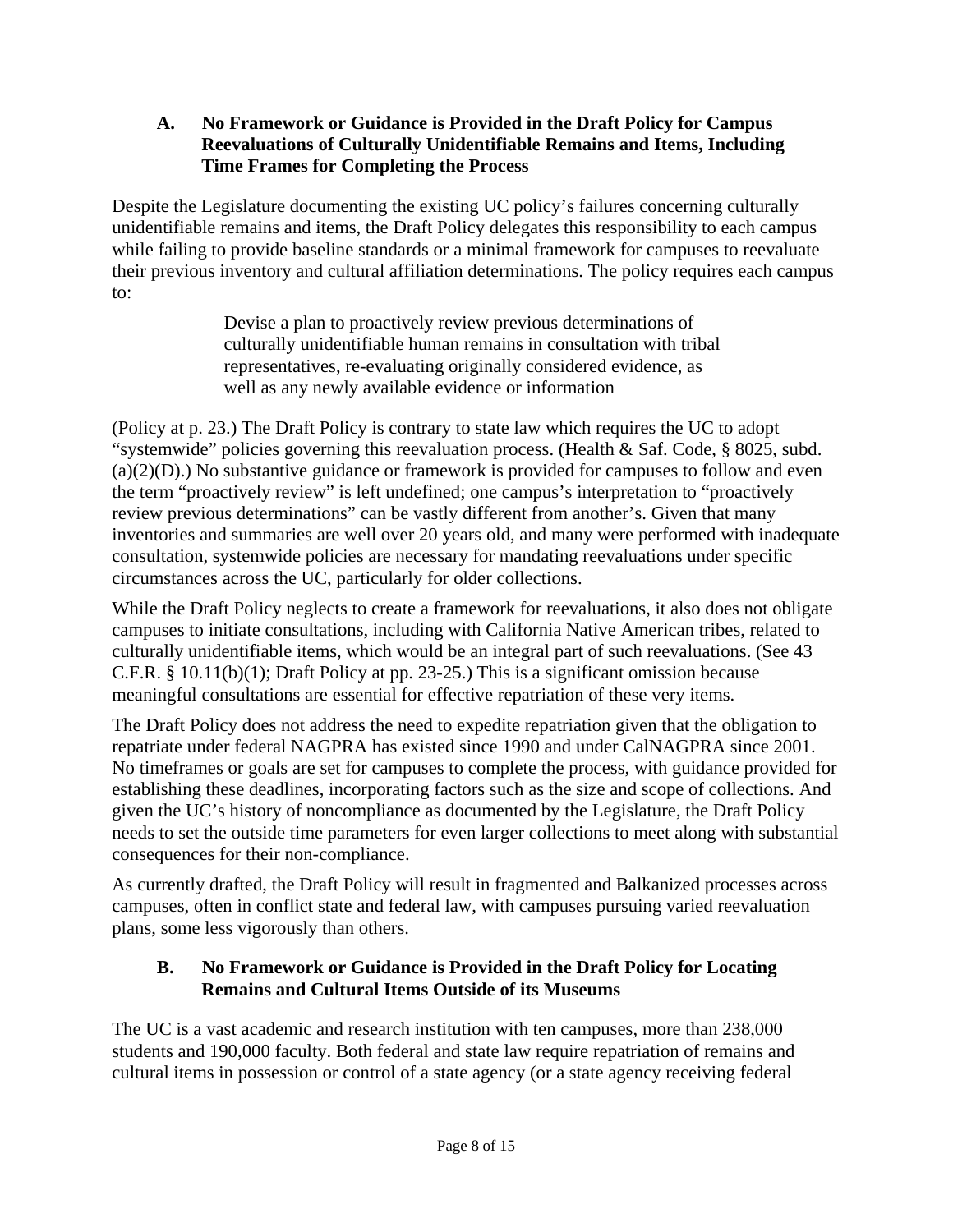### A. No Framework or Guidance is Provided in the Draft Policy for Campus Reevaluations of Culturally Unidentifiable Remains and Items, Including Time Frames for Completing the Process

Despite the Legislature documenting the existing UC policy's failures concerning culturally unidentifiable remains and items, the Draft Policy delegates this responsibility to each campus while failing to provide baseline standards or a minimal framework for campuses to reevaluate their previous inventory and cultural affiliation determinations. The policy requires each campus to:

> Devise a plan to proactively review previous determinations of culturally unidentifiable human remains in consultation with tribal representatives, re-evaluating originally considered evidence, as well as any newly available evidence or information

(Policy at p. 23.) The Draft Policy is contrary to state law which requires the UC to adopt "systemwide" policies governing this reevaluation process. (Health & Saf. Code, § 8025, subd. (a)(2)(D).) No substantive guidance or framework is provided for campuses to follow and even the term "proactively review" is left undefined; one campus's interpretation to "proactively review previous determinations" can be vastly different from another's. Given that many inventories and summaries are well over 20 years old, and many were performed with inadequate consultation, systemwide policies are necessary for mandating reevaluations under specific circumstances across the UC, particularly for older collections.

While the Draft Policy neglects to create a framework for reevaluations, it also does not obligate campuses to initiate consultations, including with California Native American tribes, related to culturally unidentifiable items, which would be an integral part of such reevaluations. (See 43 C.F.R. § 10.11(b)(1); Draft Policy at pp. 23-25.) This is a significant omission because meaningful consultations are essential for effective repatriation of these very items.

The Draft Policy does not address the need to expedite repatriation given that the obligation to repatriate under federal NAGPRA has existed since 1990 and under CalNAGPRA since 2001. No timeframes or goals are set for campuses to complete the process, with guidance provided for establishing these deadlines, incorporating factors such as the size and scope of collections. And given the UC's history of noncompliance as documented by the Legislature, the Draft Policy needs to set the outside time parameters for even larger collections to meet along with substantial consequences for their non-compliance.

As currently drafted, the Draft Policy will result in fragmented and Balkanized processes across campuses, often in conflict state and federal law, with campuses pursuing varied reevaluation plans, some less vigorously than others.

### B. No Framework or Guidance is Provided in the Draft Policy for Locating Remains and Cultural Items Outside of its Museums

The UC is a vast academic and research institution with ten campuses, more than 238,000 students and 190,000 faculty. Both federal and state law require repatriation of remains and cultural items in possession or control of a state agency (or a state agency receiving federal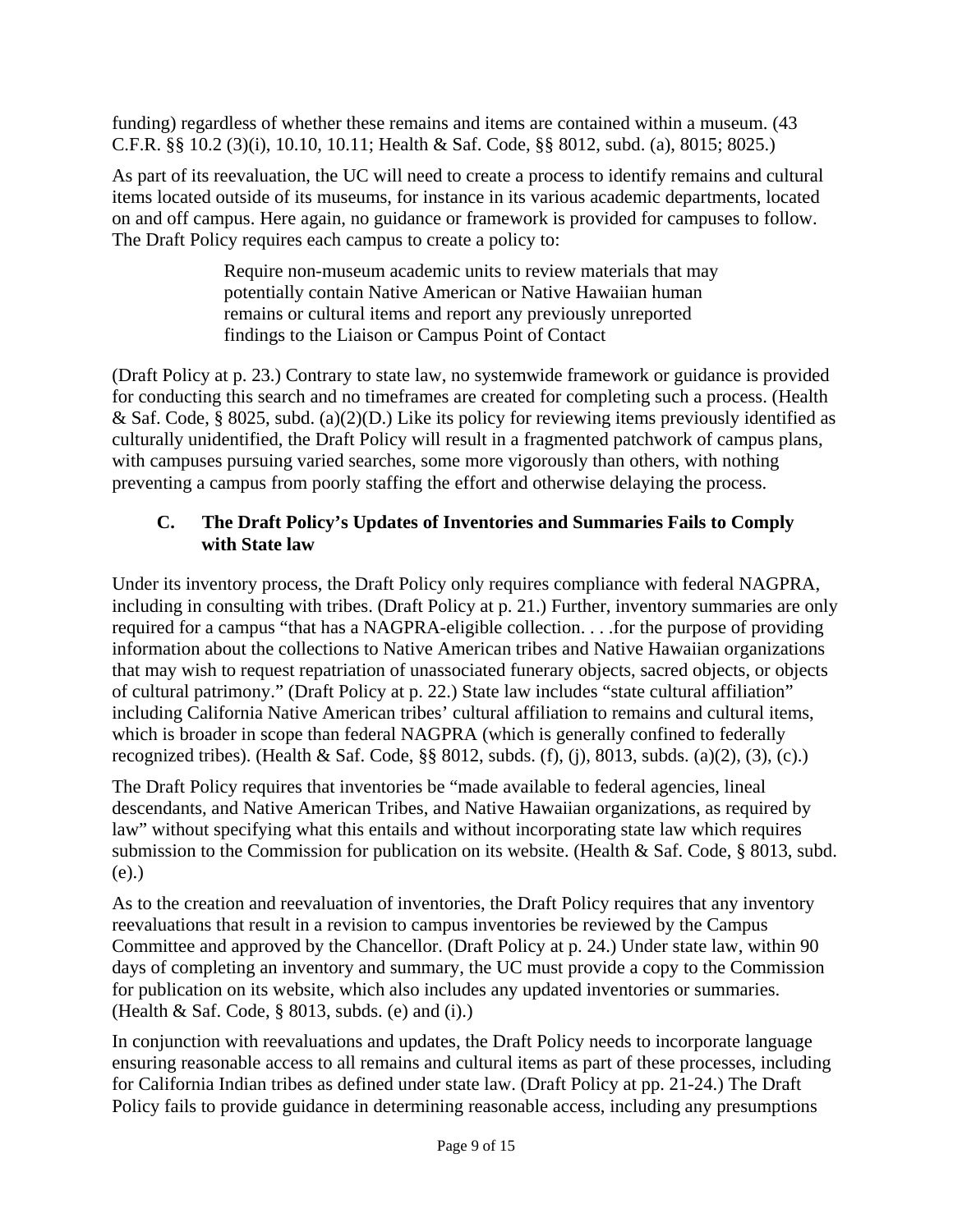funding) regardless of whether these remains and items are contained within a museum. (43 C.F.R. §§ 10.2 (3)(i), 10.10, 10.11; Health & Saf. Code, §§ 8012, subd. (a), 8015; 8025.)

As part of its reevaluation, the UC will need to create a process to identify remains and cultural items located outside of its museums, for instance in its various academic departments, located on and off campus. Here again, no guidance or framework is provided for campuses to follow. The Draft Policy requires each campus to create a policy to:

> Require non-museum academic units to review materials that may potentially contain Native American or Native Hawaiian human remains or cultural items and report any previously unreported findings to the Liaison or Campus Point of Contact

(Draft Policy at p. 23.) Contrary to state law, no systemwide framework or guidance is provided for conducting this search and no timeframes are created for completing such a process. (Health & Saf. Code, § 8025, subd. (a)(2)(D.) Like its policy for reviewing items previously identified as culturally unidentified, the Draft Policy will result in a fragmented patchwork of campus plans, with campuses pursuing varied searches, some more vigorously than others, with nothing preventing a campus from poorly staffing the effort and otherwise delaying the process.

### C. The Draft Policy's Updates of Inventories and Summaries Fails to Comply with State law

Under its inventory process, the Draft Policy only requires compliance with federal NAGPRA, including in consulting with tribes. (Draft Policy at p. 21.) Further, inventory summaries are only required for a campus "that has a NAGPRA-eligible collection. . . .for the purpose of providing information about the collections to Native American tribes and Native Hawaiian organizations that may wish to request repatriation of unassociated funerary objects, sacred objects, or objects of cultural patrimony." (Draft Policy at p. 22.) State law includes "state cultural affiliation" including California Native American tribes' cultural affiliation to remains and cultural items, which is broader in scope than federal NAGPRA (which is generally confined to federally recognized tribes). (Health & Saf. Code, §§ 8012, subds. (f), (j), 8013, subds. (a)(2), (3), (c).)

The Draft Policy requires that inventories be "made available to federal agencies, lineal descendants, and Native American Tribes, and Native Hawaiian organizations, as required by law" without specifying what this entails and without incorporating state law which requires submission to the Commission for publication on its website. (Health & Saf. Code, § 8013, subd. (e).)

As to the creation and reevaluation of inventories, the Draft Policy requires that any inventory reevaluations that result in a revision to campus inventories be reviewed by the Campus Committee and approved by the Chancellor. (Draft Policy at p. 24.) Under state law, within 90 days of completing an inventory and summary, the UC must provide a copy to the Commission for publication on its website, which also includes any updated inventories or summaries. (Health & Saf. Code, § 8013, subds. (e) and (i).)

In conjunction with reevaluations and updates, the Draft Policy needs to incorporate language ensuring reasonable access to all remains and cultural items as part of these processes, including for California Indian tribes as defined under state law. (Draft Policy at pp. 21-24.) The Draft Policy fails to provide guidance in determining reasonable access, including any presumptions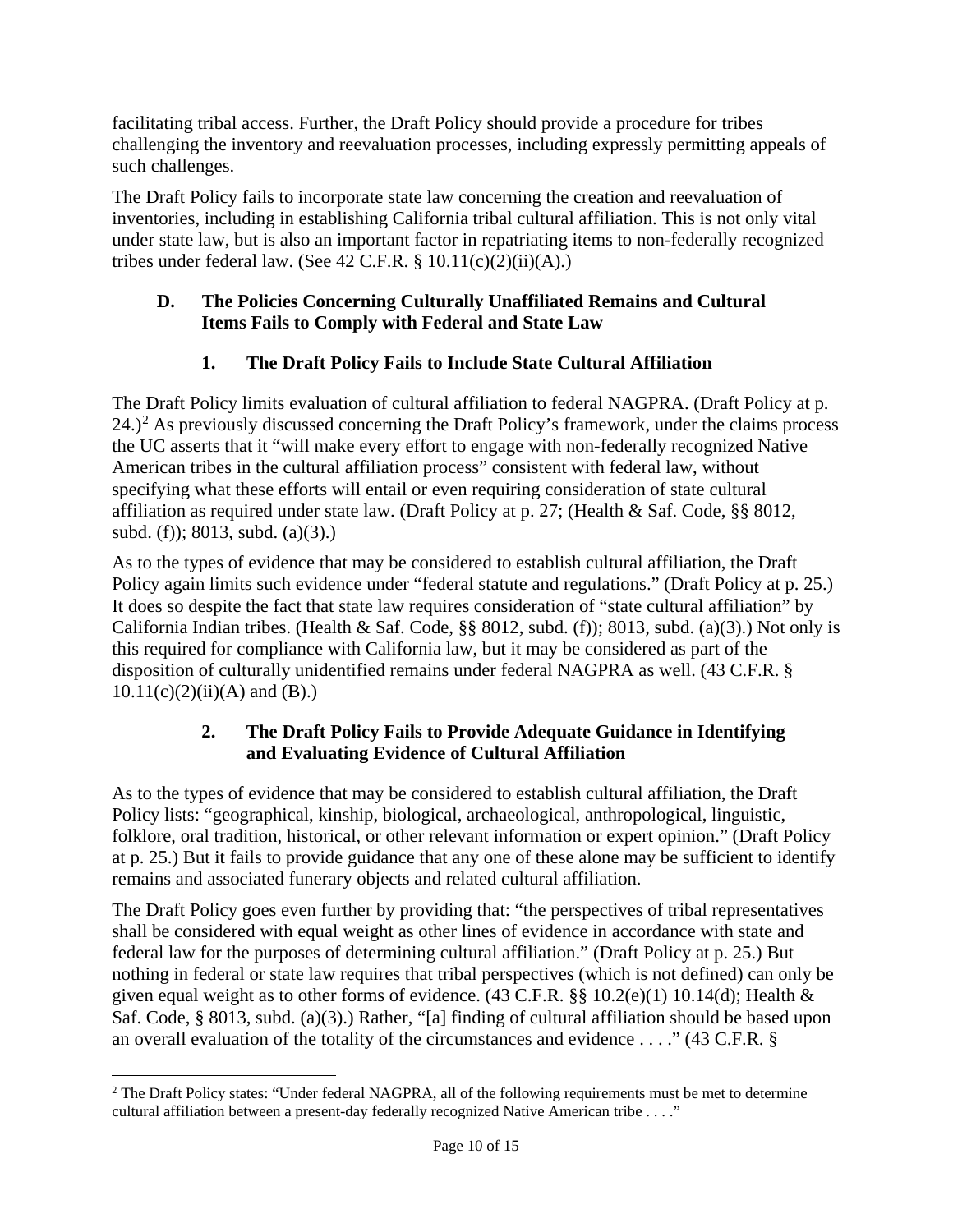facilitating tribal access. Further, the Draft Policy should provide a procedure for tribes challenging the inventory and reevaluation processes, including expressly permitting appeals of such challenges.

The Draft Policy fails to incorporate state law concerning the creation and reevaluation of inventories, including in establishing California tribal cultural affiliation. This is not only vital under state law, but is also an important factor in repatriating items to non-federally recognized tribes under federal law. (See 42 C.F.R. § 10.11(c)(2)(ii)(A).)

### D. The Policies Concerning Culturally Unaffiliated Remains and Cultural Items Fails to Comply with Federal and State Law

#### 1. The Draft Policy Fails to Include State Cultural Affiliation

The Draft Policy limits evaluation of cultural affiliation to federal NAGPRA. (Draft Policy at p. 24.)[2] As previously discussed concerning the Draft Policy's framework, under the claims process the UC asserts that it "will make every effort to engage with non-federally recognized Native American tribes in the cultural affiliation process" consistent with federal law, without specifying what these efforts will entail or even requiring consideration of state cultural affiliation as required under state law. (Draft Policy at p. 27; (Health & Saf. Code, §§ 8012, subd. (f)); 8013, subd. (a)(3).)

As to the types of evidence that may be considered to establish cultural affiliation, the Draft Policy again limits such evidence under "federal statute and regulations." (Draft Policy at p. 25.) It does so despite the fact that state law requires consideration of "state cultural affiliation" by California Indian tribes. (Health & Saf. Code, §§ 8012, subd. (f)); 8013, subd. (a)(3).) Not only is this required for compliance with California law, but it may be considered as part of the disposition of culturally unidentified remains under federal NAGPRA as well. (43 C.F.R. § 10.11(c)(2)(ii)(A) and (B).)

#### 2. The Draft Policy Fails to Provide Adequate Guidance in Identifying and Evaluating Evidence of Cultural Affiliation

As to the types of evidence that may be considered to establish cultural affiliation, the Draft Policy lists: "geographical, kinship, biological, archaeological, anthropological, linguistic, folklore, oral tradition, historical, or other relevant information or expert opinion." (Draft Policy at p. 25.) But it fails to provide guidance that any one of these alone may be sufficient to identify remains and associated funerary objects and related cultural affiliation.

The Draft Policy goes even further by providing that: "the perspectives of tribal representatives shall be considered with equal weight as other lines of evidence in accordance with state and federal law for the purposes of determining cultural affiliation." (Draft Policy at p. 25.) But nothing in federal or state law requires that tribal perspectives (which is not defined) can only be given equal weight as to other forms of evidence. (43 C.F.R. §§ 10.2(e)(1) 10.14(d); Health & Saf. Code, § 8013, subd. (a)(3).) Rather, "[a] finding of cultural affiliation should be based upon an overall evaluation of the totality of the circumstances and evidence . . . ." (43 C.F.R. §

---

[2] The Draft Policy states: "Under federal NAGPRA, all of the following requirements must be met to determine cultural affiliation between a present-day federally recognized Native American tribe . . . ."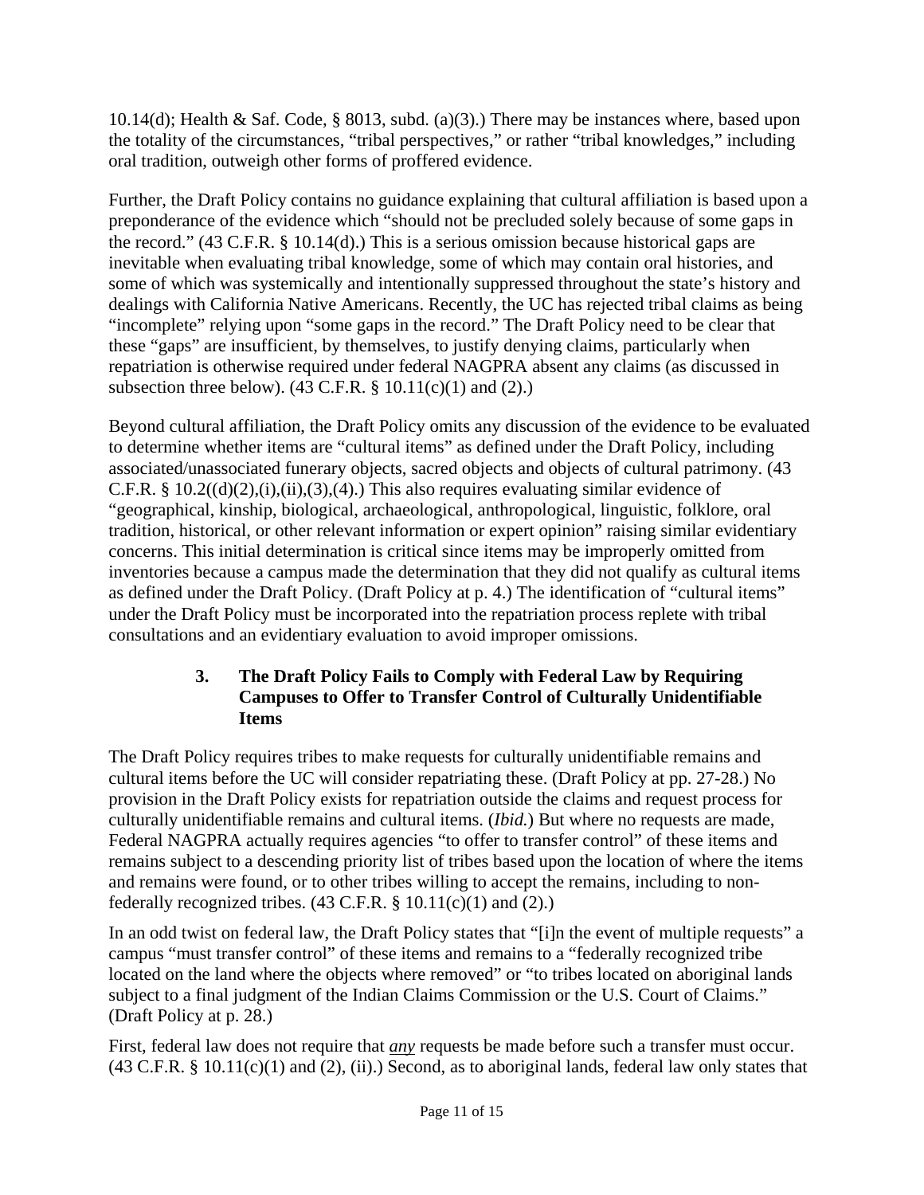10.14(d); Health & Saf. Code, § 8013, subd. (a)(3).) There may be instances where, based upon the totality of the circumstances, "tribal perspectives," or rather "tribal knowledges," including oral tradition, outweigh other forms of proffered evidence.

Further, the Draft Policy contains no guidance explaining that cultural affiliation is based upon a preponderance of the evidence which "should not be precluded solely because of some gaps in the record." (43 C.F.R. § 10.14(d).) This is a serious omission because historical gaps are inevitable when evaluating tribal knowledge, some of which may contain oral histories, and some of which was systemically and intentionally suppressed throughout the state's history and dealings with California Native Americans. Recently, the UC has rejected tribal claims as being "incomplete" relying upon "some gaps in the record." The Draft Policy need to be clear that these "gaps" are insufficient, by themselves, to justify denying claims, particularly when repatriation is otherwise required under federal NAGPRA absent any claims (as discussed in subsection three below). (43 C.F.R. § 10.11(c)(1) and (2).)

Beyond cultural affiliation, the Draft Policy omits any discussion of the evidence to be evaluated to determine whether items are "cultural items" as defined under the Draft Policy, including associated/unassociated funerary objects, sacred objects and objects of cultural patrimony. (43 C.F.R. § 10.2((d)(2),(i),(ii),(3),(4).) This also requires evaluating similar evidence of "geographical, kinship, biological, archaeological, anthropological, linguistic, folklore, oral tradition, historical, or other relevant information or expert opinion" raising similar evidentiary concerns. This initial determination is critical since items may be improperly omitted from inventories because a campus made the determination that they did not qualify as cultural items as defined under the Draft Policy. (Draft Policy at p. 4.) The identification of "cultural items" under the Draft Policy must be incorporated into the repatriation process replete with tribal consultations and an evidentiary evaluation to avoid improper omissions.

### 3. The Draft Policy Fails to Comply with Federal Law by Requiring Campuses to Offer to Transfer Control of Culturally Unidentifiable Items

The Draft Policy requires tribes to make requests for culturally unidentifiable remains and cultural items before the UC will consider repatriating these. (Draft Policy at pp. 27-28.) No provision in the Draft Policy exists for repatriation outside the claims and request process for culturally unidentifiable remains and cultural items. (*Ibid.*) But where no requests are made, Federal NAGPRA actually requires agencies "to offer to transfer control" of these items and remains subject to a descending priority list of tribes based upon the location of where the items and remains were found, or to other tribes willing to accept the remains, including to non-federally recognized tribes. (43 C.F.R. § 10.11(c)(1) and (2).)

In an odd twist on federal law, the Draft Policy states that "[i]n the event of multiple requests" a campus "must transfer control" of these items and remains to a "federally recognized tribe located on the land where the objects where removed" or "to tribes located on aboriginal lands subject to a final judgment of the Indian Claims Commission or the U.S. Court of Claims." (Draft Policy at p. 28.)

First, federal law does not require that <u>*any*</u> requests be made before such a transfer must occur. (43 C.F.R. § 10.11(c)(1) and (2), (ii).) Second, as to aboriginal lands, federal law only states that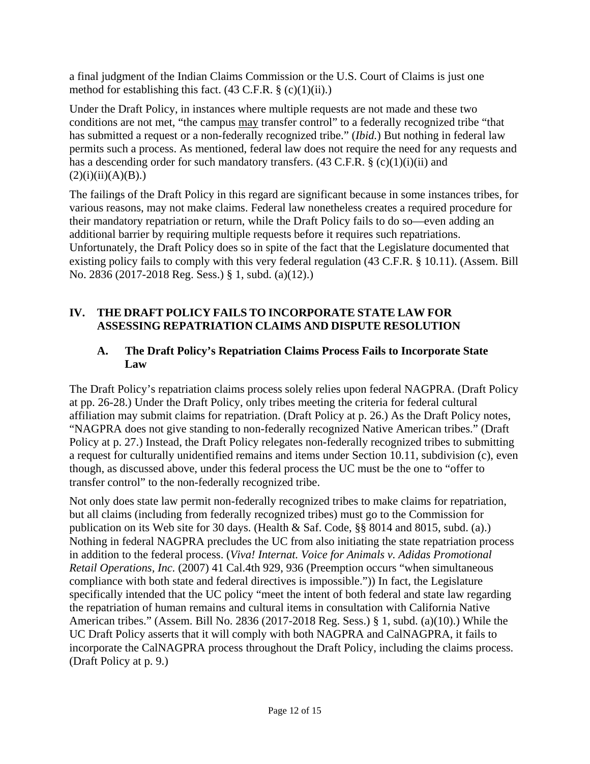a final judgment of the Indian Claims Commission or the U.S. Court of Claims is just one method for establishing this fact. (43 C.F.R. § (c)(1)(ii).)

Under the Draft Policy, in instances where multiple requests are not made and these two conditions are not met, "the campus may transfer control" to a federally recognized tribe "that has submitted a request or a non-federally recognized tribe." (*Ibid.*) But nothing in federal law permits such a process. As mentioned, federal law does not require the need for any requests and has a descending order for such mandatory transfers. (43 C.F.R. § (c)(1)(i)(ii) and (2)(i)(ii)(A)(B).)

The failings of the Draft Policy in this regard are significant because in some instances tribes, for various reasons, may not make claims. Federal law nonetheless creates a required procedure for their mandatory repatriation or return, while the Draft Policy fails to do so—even adding an additional barrier by requiring multiple requests before it requires such repatriations. Unfortunately, the Draft Policy does so in spite of the fact that the Legislature documented that existing policy fails to comply with this very federal regulation (43 C.F.R. § 10.11). (Assem. Bill No. 2836 (2017-2018 Reg. Sess.) § 1, subd. (a)(12).)

## IV. THE DRAFT POLICY FAILS TO INCORPORATE STATE LAW FOR ASSESSING REPATRIATION CLAIMS AND DISPUTE RESOLUTION

### A. The Draft Policy's Repatriation Claims Process Fails to Incorporate State Law

The Draft Policy's repatriation claims process solely relies upon federal NAGPRA. (Draft Policy at pp. 26-28.) Under the Draft Policy, only tribes meeting the criteria for federal cultural affiliation may submit claims for repatriation. (Draft Policy at p. 26.) As the Draft Policy notes, "NAGPRA does not give standing to non-federally recognized Native American tribes." (Draft Policy at p. 27.) Instead, the Draft Policy relegates non-federally recognized tribes to submitting a request for culturally unidentified remains and items under Section 10.11, subdivision (c), even though, as discussed above, under this federal process the UC must be the one to "offer to transfer control" to the non-federally recognized tribe.

Not only does state law permit non-federally recognized tribes to make claims for repatriation, but all claims (including from federally recognized tribes) must go to the Commission for publication on its Web site for 30 days. (Health & Saf. Code, §§ 8014 and 8015, subd. (a).) Nothing in federal NAGPRA precludes the UC from also initiating the state repatriation process in addition to the federal process. (*Viva! Internat. Voice for Animals v. Adidas Promotional Retail Operations, Inc.* (2007) 41 Cal.4th 929, 936 (Preemption occurs "when simultaneous compliance with both state and federal directives is impossible.")) In fact, the Legislature specifically intended that the UC policy "meet the intent of both federal and state law regarding the repatriation of human remains and cultural items in consultation with California Native American tribes." (Assem. Bill No. 2836 (2017-2018 Reg. Sess.) § 1, subd. (a)(10).) While the UC Draft Policy asserts that it will comply with both NAGPRA and CalNAGPRA, it fails to incorporate the CalNAGPRA process throughout the Draft Policy, including the claims process. (Draft Policy at p. 9.)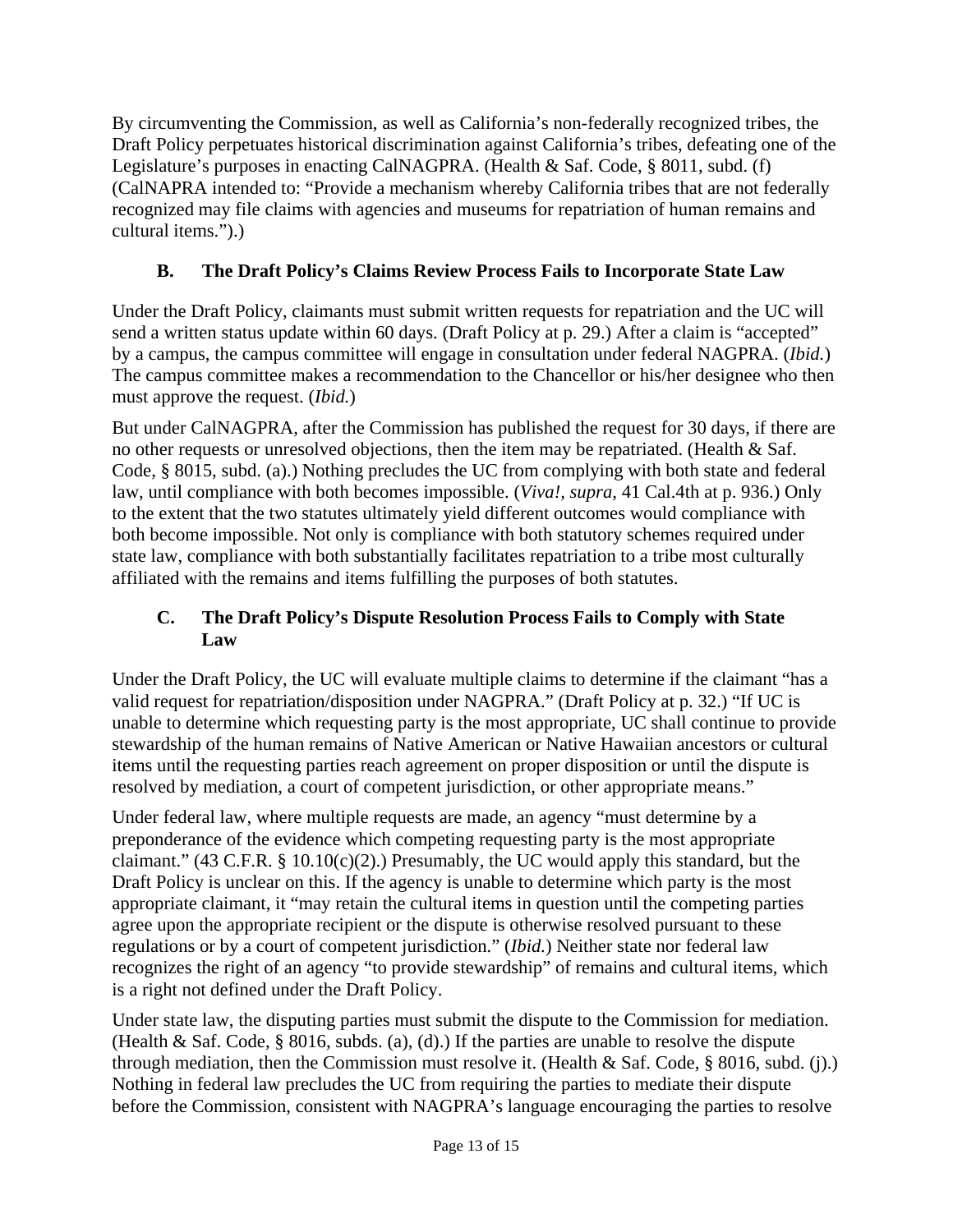By circumventing the Commission, as well as California's non-federally recognized tribes, the Draft Policy perpetuates historical discrimination against California's tribes, defeating one of the Legislature's purposes in enacting CalNAGPRA. (Health & Saf. Code, § 8011, subd. (f) (CalNAPRA intended to: "Provide a mechanism whereby California tribes that are not federally recognized may file claims with agencies and museums for repatriation of human remains and cultural items.").)

### B. The Draft Policy's Claims Review Process Fails to Incorporate State Law

Under the Draft Policy, claimants must submit written requests for repatriation and the UC will send a written status update within 60 days. (Draft Policy at p. 29.) After a claim is "accepted" by a campus, the campus committee will engage in consultation under federal NAGPRA. (*Ibid.*) The campus committee makes a recommendation to the Chancellor or his/her designee who then must approve the request. (*Ibid.*)

But under CalNAGPRA, after the Commission has published the request for 30 days, if there are no other requests or unresolved objections, then the item may be repatriated. (Health & Saf. Code, § 8015, subd. (a).) Nothing precludes the UC from complying with both state and federal law, until compliance with both becomes impossible. (*Viva!*, *supra*, 41 Cal.4th at p. 936.) Only to the extent that the two statutes ultimately yield different outcomes would compliance with both become impossible. Not only is compliance with both statutory schemes required under state law, compliance with both substantially facilitates repatriation to a tribe most culturally affiliated with the remains and items fulfilling the purposes of both statutes.

### C. The Draft Policy's Dispute Resolution Process Fails to Comply with State Law

Under the Draft Policy, the UC will evaluate multiple claims to determine if the claimant "has a valid request for repatriation/disposition under NAGPRA." (Draft Policy at p. 32.) "If UC is unable to determine which requesting party is the most appropriate, UC shall continue to provide stewardship of the human remains of Native American or Native Hawaiian ancestors or cultural items until the requesting parties reach agreement on proper disposition or until the dispute is resolved by mediation, a court of competent jurisdiction, or other appropriate means."

Under federal law, where multiple requests are made, an agency "must determine by a preponderance of the evidence which competing requesting party is the most appropriate claimant." (43 C.F.R. § 10.10(c)(2).) Presumably, the UC would apply this standard, but the Draft Policy is unclear on this. If the agency is unable to determine which party is the most appropriate claimant, it "may retain the cultural items in question until the competing parties agree upon the appropriate recipient or the dispute is otherwise resolved pursuant to these regulations or by a court of competent jurisdiction." (*Ibid.*) Neither state nor federal law recognizes the right of an agency "to provide stewardship" of remains and cultural items, which is a right not defined under the Draft Policy.

Under state law, the disputing parties must submit the dispute to the Commission for mediation. (Health & Saf. Code, § 8016, subds. (a), (d).) If the parties are unable to resolve the dispute through mediation, then the Commission must resolve it. (Health & Saf. Code, § 8016, subd. (j).) Nothing in federal law precludes the UC from requiring the parties to mediate their dispute before the Commission, consistent with NAGPRA's language encouraging the parties to resolve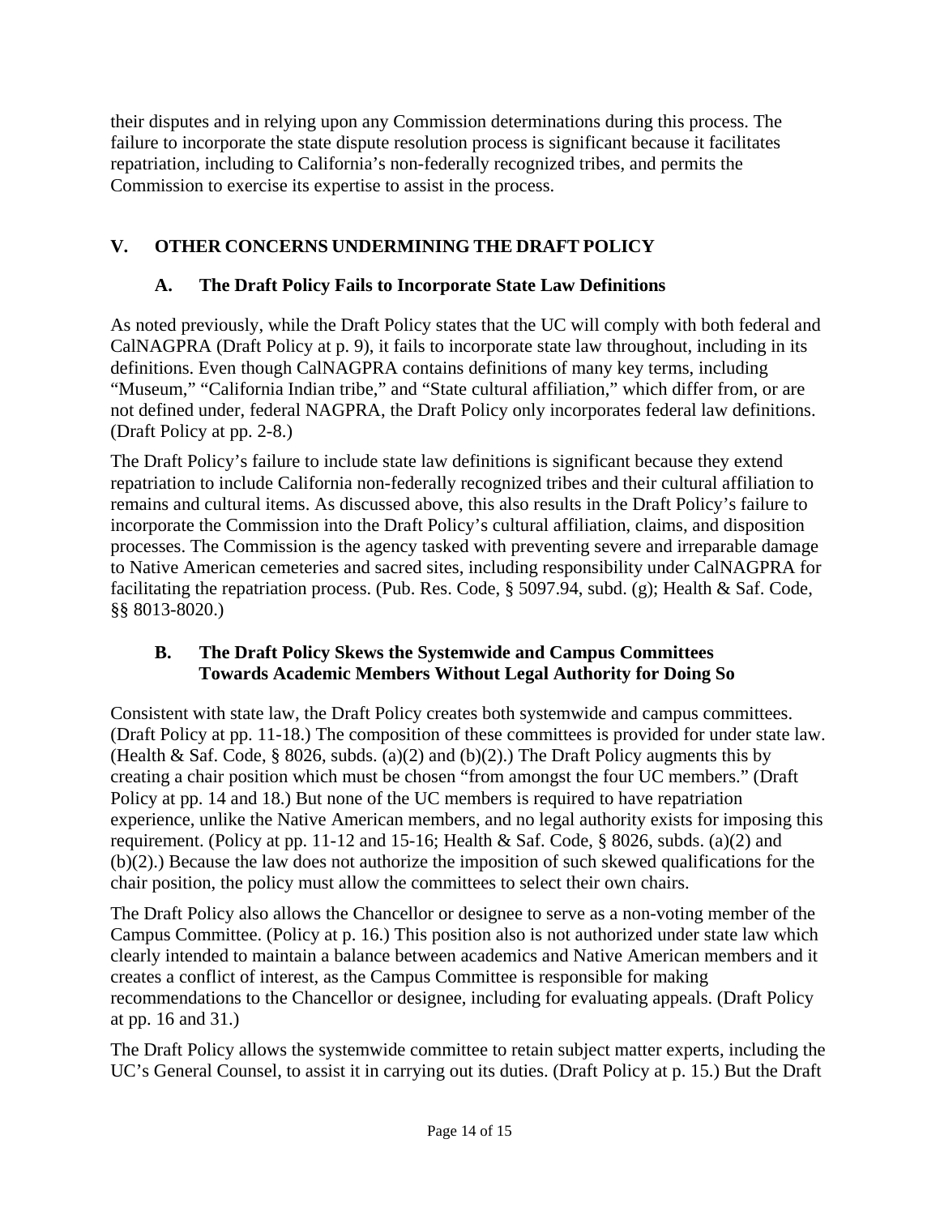their disputes and in relying upon any Commission determinations during this process. The failure to incorporate the state dispute resolution process is significant because it facilitates repatriation, including to California's non-federally recognized tribes, and permits the Commission to exercise its expertise to assist in the process.

## V. OTHER CONCERNS UNDERMINING THE DRAFT POLICY

### A. The Draft Policy Fails to Incorporate State Law Definitions

As noted previously, while the Draft Policy states that the UC will comply with both federal and CalNAGPRA (Draft Policy at p. 9), it fails to incorporate state law throughout, including in its definitions. Even though CalNAGPRA contains definitions of many key terms, including "Museum," "California Indian tribe," and "State cultural affiliation," which differ from, or are not defined under, federal NAGPRA, the Draft Policy only incorporates federal law definitions. (Draft Policy at pp. 2-8.)

The Draft Policy's failure to include state law definitions is significant because they extend repatriation to include California non-federally recognized tribes and their cultural affiliation to remains and cultural items. As discussed above, this also results in the Draft Policy's failure to incorporate the Commission into the Draft Policy's cultural affiliation, claims, and disposition processes. The Commission is the agency tasked with preventing severe and irreparable damage to Native American cemeteries and sacred sites, including responsibility under CalNAGPRA for facilitating the repatriation process. (Pub. Res. Code, § 5097.94, subd. (g); Health & Saf. Code, §§ 8013-8020.)

### B. The Draft Policy Skews the Systemwide and Campus Committees Towards Academic Members Without Legal Authority for Doing So

Consistent with state law, the Draft Policy creates both systemwide and campus committees. (Draft Policy at pp. 11-18.) The composition of these committees is provided for under state law. (Health & Saf. Code, § 8026, subds. (a)(2) and (b)(2).) The Draft Policy augments this by creating a chair position which must be chosen "from amongst the four UC members." (Draft Policy at pp. 14 and 18.) But none of the UC members is required to have repatriation experience, unlike the Native American members, and no legal authority exists for imposing this requirement. (Policy at pp. 11-12 and 15-16; Health & Saf. Code, § 8026, subds. (a)(2) and (b)(2).) Because the law does not authorize the imposition of such skewed qualifications for the chair position, the policy must allow the committees to select their own chairs.

The Draft Policy also allows the Chancellor or designee to serve as a non-voting member of the Campus Committee. (Policy at p. 16.) This position also is not authorized under state law which clearly intended to maintain a balance between academics and Native American members and it creates a conflict of interest, as the Campus Committee is responsible for making recommendations to the Chancellor or designee, including for evaluating appeals. (Draft Policy at pp. 16 and 31.)

The Draft Policy allows the systemwide committee to retain subject matter experts, including the UC's General Counsel, to assist it in carrying out its duties. (Draft Policy at p. 15.) But the Draft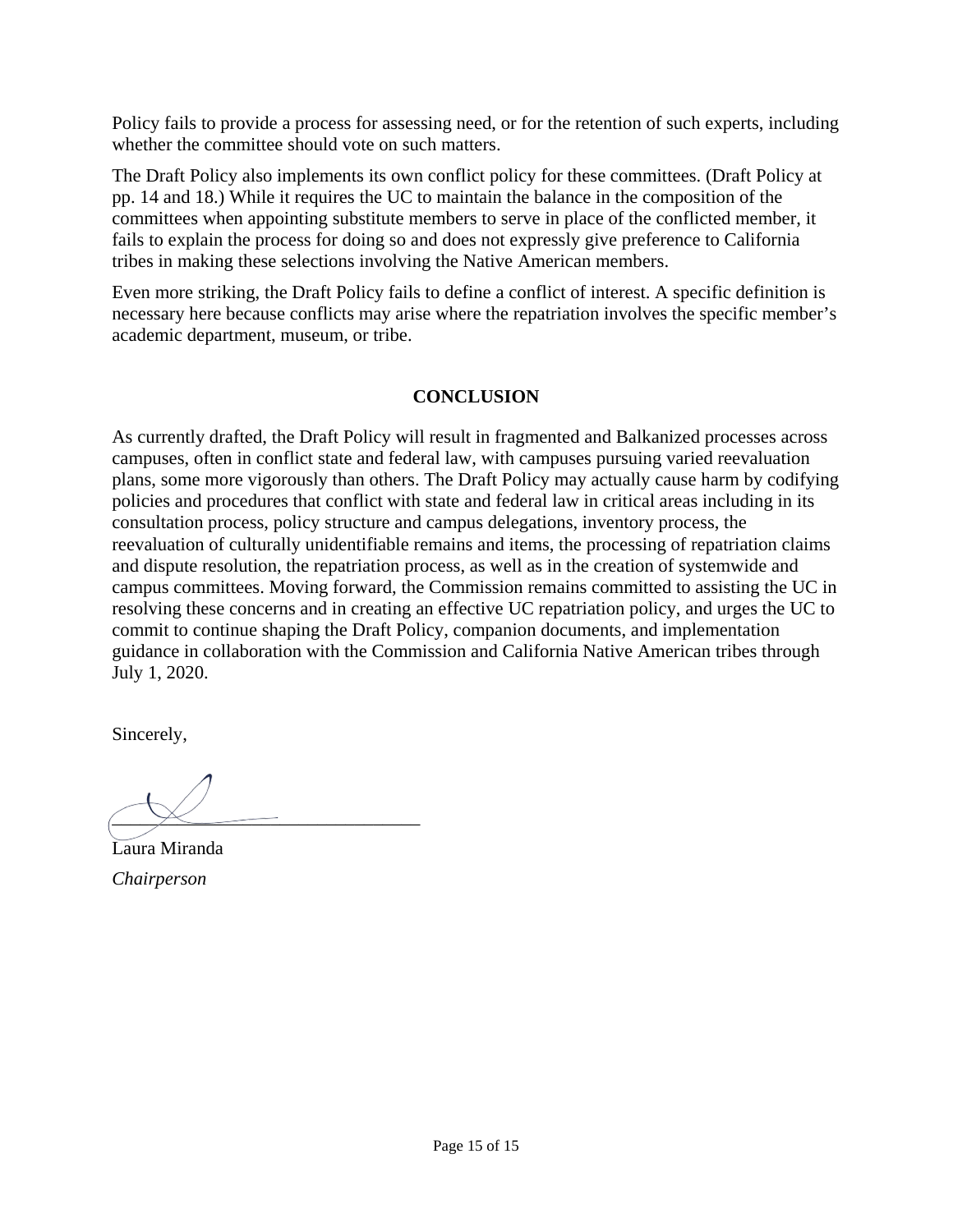Policy fails to provide a process for assessing need, or for the retention of such experts, including whether the committee should vote on such matters.

The Draft Policy also implements its own conflict policy for these committees. (Draft Policy at pp. 14 and 18.) While it requires the UC to maintain the balance in the composition of the committees when appointing substitute members to serve in place of the conflicted member, it fails to explain the process for doing so and does not expressly give preference to California tribes in making these selections involving the Native American members.

Even more striking, the Draft Policy fails to define a conflict of interest. A specific definition is necessary here because conflicts may arise where the repatriation involves the specific member's academic department, museum, or tribe.

## CONCLUSION

As currently drafted, the Draft Policy will result in fragmented and Balkanized processes across campuses, often in conflict state and federal law, with campuses pursuing varied reevaluation plans, some more vigorously than others. The Draft Policy may actually cause harm by codifying policies and procedures that conflict with state and federal law in critical areas including in its consultation process, policy structure and campus delegations, inventory process, the reevaluation of culturally unidentifiable remains and items, the processing of repatriation claims and dispute resolution, the repatriation process, as well as in the creation of systemwide and campus committees. Moving forward, the Commission remains committed to assisting the UC in resolving these concerns and in creating an effective UC repatriation policy, and urges the UC to commit to continue shaping the Draft Policy, companion documents, and implementation guidance in collaboration with the Commission and California Native American tribes through July 1, 2020.

Sincerely,

\_\_\_\_\_\_\_\_\_\_\_\_\_\_\_\_\_\_\_\_\_\_\_\_\_\_\_\_\_\_\_\_

Laura Miranda

*Chairperson*